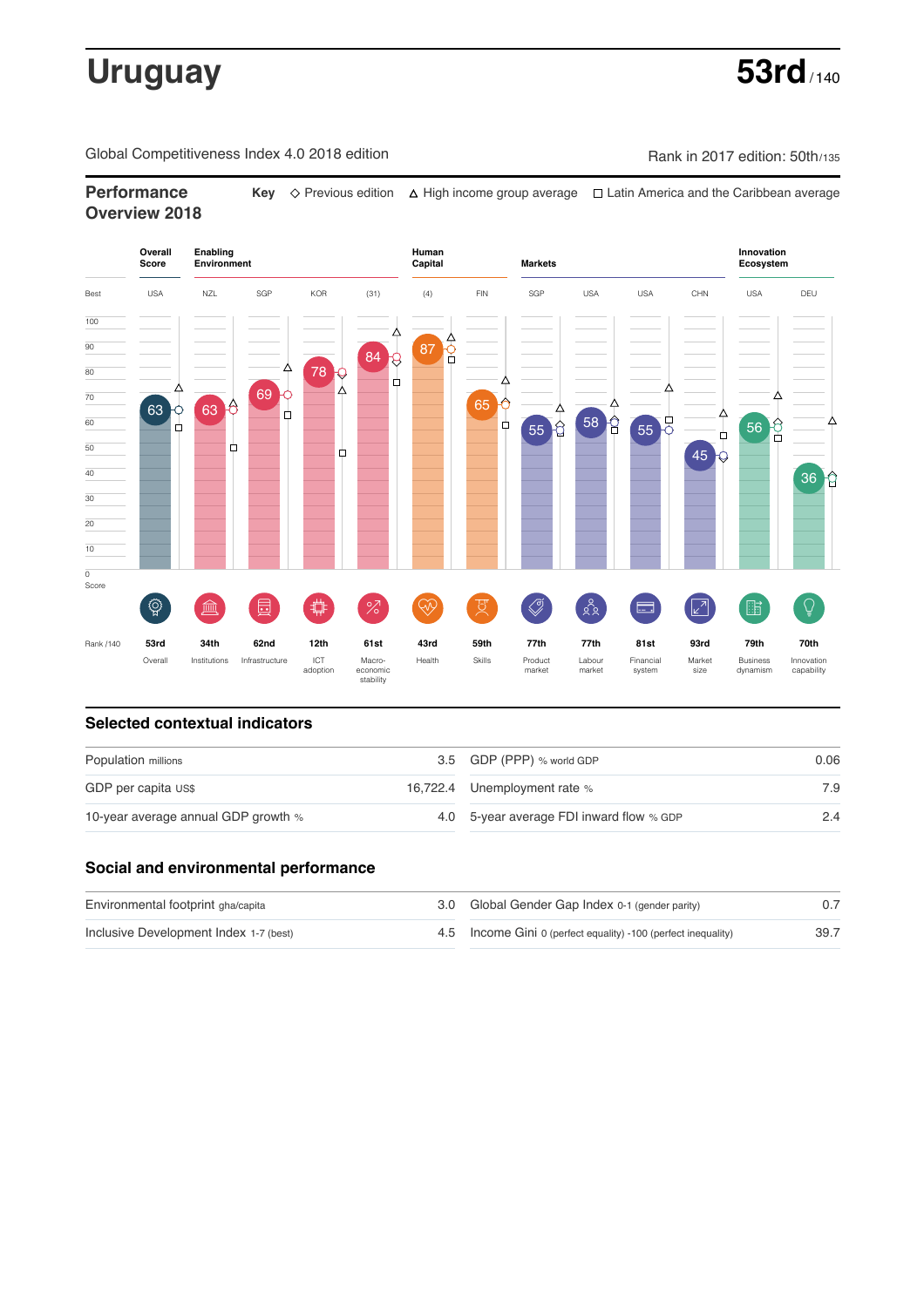# Uruguay

**53rd** / 140

Global Competitiveness Index 4.0 2018 edition

Rank in 2017 edition: 50th/135

## Performance Overview 2018

**Key** ◇ Previous edition △ High income group average □ Latin America and the Caribbean average

| | Overall Score | Enabling Environment | | | | Human Capital | | Markets | | | | Innovation Ecosystem | |
|---|---|---|---|---|---|---|---|---|---|---|---|---|---|
| Best | USA | NZL | SGP | KOR | (31) | (4) | FIN | SGP | USA | USA | CHN | USA | DEU |
| Score | 63 | 63 | 69 | 78 | 84 | 87 | 65 | 55 | 58 | 55 | 45 | 56 | 36 |
| Rank /140 | 53rd | 34th | 62nd | 12th | 61st | 43rd | 59th | 77th | 77th | 81st | 93rd | 79th | 70th |
| | Overall | Institutions | Infrastructure | ICT adoption | Macro-economic stability | Health | Skills | Product market | Labour market | Financial system | Market size | Business dynamism | Innovation capability |

## Selected contextual indicators

| | | | |
|---|---|---|---|
| Population millions | 3.5 | GDP (PPP) % world GDP | 0.06 |
| GDP per capita US$ | 16,722.4 | Unemployment rate % | 7.9 |
| 10-year average annual GDP growth % | 4.0 | 5-year average FDI inward flow % GDP | 2.4 |

## Social and environmental performance

| | | | |
|---|---|---|---|
| Environmental footprint gha/capita | 3.0 | Global Gender Gap Index 0-1 (gender parity) | 0.7 |
| Inclusive Development Index 1-7 (best) | 4.5 | Income Gini 0 (perfect equality) -100 (perfect inequality) | 39.7 |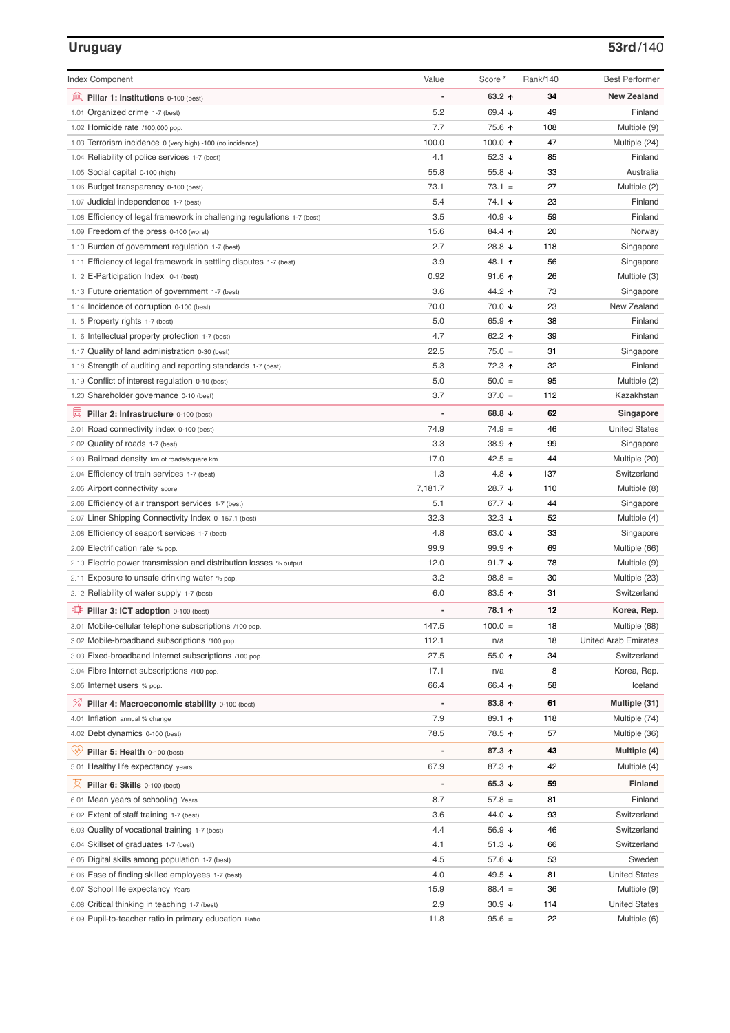## Uruguay

**53rd**/140

| Index Component | Value | Score * | Rank/140 | Best Performer |
|---|---|---|---|---|
| **Pillar 1: Institutions** 0-100 (best) | - | **63.2 ↑** | **34** | **New Zealand** |
| 1.01 Organized crime 1-7 (best) | 5.2 | 69.4 ↓ | 49 | Finland |
| 1.02 Homicide rate /100,000 pop. | 7.7 | 75.6 ↑ | 108 | Multiple (9) |
| 1.03 Terrorism incidence 0 (very high) -100 (no incidence) | 100.0 | 100.0 ↑ | 47 | Multiple (24) |
| 1.04 Reliability of police services 1-7 (best) | 4.1 | 52.3 ↓ | 85 | Finland |
| 1.05 Social capital 0-100 (high) | 55.8 | 55.8 ↓ | 33 | Australia |
| 1.06 Budget transparency 0-100 (best) | 73.1 | 73.1 = | 27 | Multiple (2) |
| 1.07 Judicial independence 1-7 (best) | 5.4 | 74.1 ↓ | 23 | Finland |
| 1.08 Efficiency of legal framework in challenging regulations 1-7 (best) | 3.5 | 40.9 ↓ | 59 | Finland |
| 1.09 Freedom of the press 0-100 (worst) | 15.6 | 84.4 ↑ | 20 | Norway |
| 1.10 Burden of government regulation 1-7 (best) | 2.7 | 28.8 ↓ | 118 | Singapore |
| 1.11 Efficiency of legal framework in settling disputes 1-7 (best) | 3.9 | 48.1 ↑ | 56 | Singapore |
| 1.12 E-Participation Index 0-1 (best) | 0.92 | 91.6 ↑ | 26 | Multiple (3) |
| 1.13 Future orientation of government 1-7 (best) | 3.6 | 44.2 ↑ | 73 | Singapore |
| 1.14 Incidence of corruption 0-100 (best) | 70.0 | 70.0 ↓ | 23 | New Zealand |
| 1.15 Property rights 1-7 (best) | 5.0 | 65.9 ↑ | 38 | Finland |
| 1.16 Intellectual property protection 1-7 (best) | 4.7 | 62.2 ↑ | 39 | Finland |
| 1.17 Quality of land administration 0-30 (best) | 22.5 | 75.0 = | 31 | Singapore |
| 1.18 Strength of auditing and reporting standards 1-7 (best) | 5.3 | 72.3 ↑ | 32 | Finland |
| 1.19 Conflict of interest regulation 0-10 (best) | 5.0 | 50.0 = | 95 | Multiple (2) |
| 1.20 Shareholder governance 0-10 (best) | 3.7 | 37.0 = | 112 | Kazakhstan |
| **Pillar 2: Infrastructure** 0-100 (best) | - | **68.8 ↓** | **62** | **Singapore** |
| 2.01 Road connectivity index 0-100 (best) | 74.9 | 74.9 = | 46 | United States |
| 2.02 Quality of roads 1-7 (best) | 3.3 | 38.9 ↑ | 99 | Singapore |
| 2.03 Railroad density km of roads/square km | 17.0 | 42.5 = | 44 | Multiple (20) |
| 2.04 Efficiency of train services 1-7 (best) | 1.3 | 4.8 ↓ | 137 | Switzerland |
| 2.05 Airport connectivity score | 7,181.7 | 28.7 ↓ | 110 | Multiple (8) |
| 2.06 Efficiency of air transport services 1-7 (best) | 5.1 | 67.7 ↓ | 44 | Singapore |
| 2.07 Liner Shipping Connectivity Index 0–157.1 (best) | 32.3 | 32.3 ↓ | 52 | Multiple (4) |
| 2.08 Efficiency of seaport services 1-7 (best) | 4.8 | 63.0 ↓ | 33 | Singapore |
| 2.09 Electrification rate % pop. | 99.9 | 99.9 ↑ | 69 | Multiple (66) |
| 2.10 Electric power transmission and distribution losses % output | 12.0 | 91.7 ↓ | 78 | Multiple (9) |
| 2.11 Exposure to unsafe drinking water % pop. | 3.2 | 98.8 = | 30 | Multiple (23) |
| 2.12 Reliability of water supply 1-7 (best) | 6.0 | 83.5 ↑ | 31 | Switzerland |
| **Pillar 3: ICT adoption** 0-100 (best) | - | **78.1 ↑** | **12** | **Korea, Rep.** |
| 3.01 Mobile-cellular telephone subscriptions /100 pop. | 147.5 | 100.0 = | 18 | Multiple (68) |
| 3.02 Mobile-broadband subscriptions /100 pop. | 112.1 | n/a | 18 | United Arab Emirates |
| 3.03 Fixed-broadband Internet subscriptions /100 pop. | 27.5 | 55.0 ↑ | 34 | Switzerland |
| 3.04 Fibre Internet subscriptions /100 pop. | 17.1 | n/a | 8 | Korea, Rep. |
| 3.05 Internet users % pop. | 66.4 | 66.4 ↑ | 58 | Iceland |
| **Pillar 4: Macroeconomic stability** 0-100 (best) | - | **83.8 ↑** | **61** | **Multiple (31)** |
| 4.01 Inflation annual % change | 7.9 | 89.1 ↑ | 118 | Multiple (74) |
| 4.02 Debt dynamics 0-100 (best) | 78.5 | 78.5 ↑ | 57 | Multiple (36) |
| **Pillar 5: Health** 0-100 (best) | - | **87.3 ↑** | **43** | **Multiple (4)** |
| 5.01 Healthy life expectancy years | 67.9 | 87.3 ↑ | 42 | Multiple (4) |
| **Pillar 6: Skills** 0-100 (best) | - | **65.3 ↓** | **59** | **Finland** |
| 6.01 Mean years of schooling Years | 8.7 | 57.8 = | 81 | Finland |
| 6.02 Extent of staff training 1-7 (best) | 3.6 | 44.0 ↓ | 93 | Switzerland |
| 6.03 Quality of vocational training 1-7 (best) | 4.4 | 56.9 ↓ | 46 | Switzerland |
| 6.04 Skillset of graduates 1-7 (best) | 4.1 | 51.3 ↓ | 66 | Switzerland |
| 6.05 Digital skills among population 1-7 (best) | 4.5 | 57.6 ↓ | 53 | Sweden |
| 6.06 Ease of finding skilled employees 1-7 (best) | 4.0 | 49.5 ↓ | 81 | United States |
| 6.07 School life expectancy Years | 15.9 | 88.4 = | 36 | Multiple (9) |
| 6.08 Critical thinking in teaching 1-7 (best) | 2.9 | 30.9 ↓ | 114 | United States |
| 6.09 Pupil-to-teacher ratio in primary education Ratio | 11.8 | 95.6 = | 22 | Multiple (6) |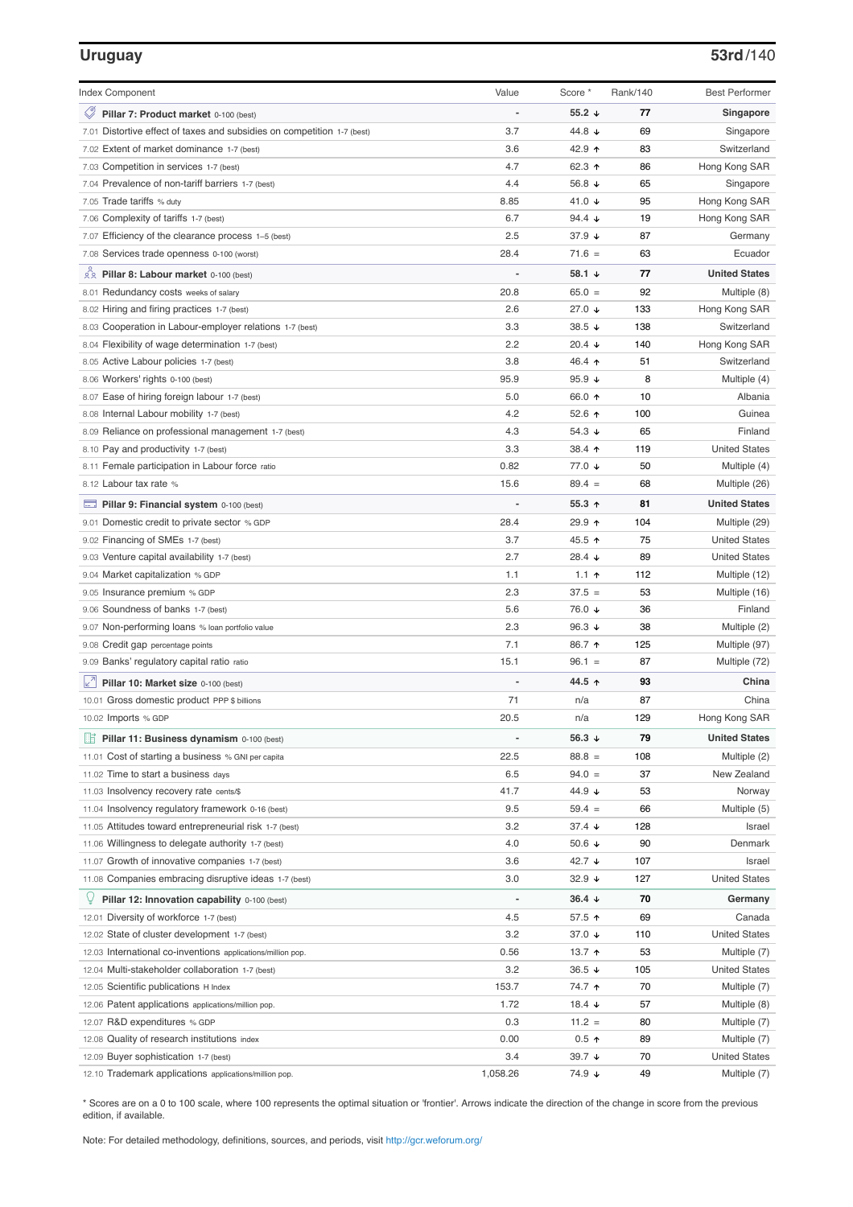## Uruguay

**53rd**/140

| Index Component | Value | Score * | Rank/140 | Best Performer |
|---|---|---|---|---|
| **Pillar 7: Product market** 0-100 (best) | - | **55.2 ↓** | **77** | **Singapore** |
| 7.01 Distortive effect of taxes and subsidies on competition 1-7 (best) | 3.7 | 44.8 ↓ | 69 | Singapore |
| 7.02 Extent of market dominance 1-7 (best) | 3.6 | 42.9 ↑ | 83 | Switzerland |
| 7.03 Competition in services 1-7 (best) | 4.7 | 62.3 ↑ | 86 | Hong Kong SAR |
| 7.04 Prevalence of non-tariff barriers 1-7 (best) | 4.4 | 56.8 ↓ | 65 | Singapore |
| 7.05 Trade tariffs % duty | 8.85 | 41.0 ↓ | 95 | Hong Kong SAR |
| 7.06 Complexity of tariffs 1-7 (best) | 6.7 | 94.4 ↓ | 19 | Hong Kong SAR |
| 7.07 Efficiency of the clearance process 1–5 (best) | 2.5 | 37.9 ↓ | 87 | Germany |
| 7.08 Services trade openness 0-100 (worst) | 28.4 | 71.6 = | 63 | Ecuador |
| **Pillar 8: Labour market** 0-100 (best) | - | **58.1 ↓** | **77** | **United States** |
| 8.01 Redundancy costs weeks of salary | 20.8 | 65.0 = | 92 | Multiple (8) |
| 8.02 Hiring and firing practices 1-7 (best) | 2.6 | 27.0 ↓ | 133 | Hong Kong SAR |
| 8.03 Cooperation in Labour-employer relations 1-7 (best) | 3.3 | 38.5 ↓ | 138 | Switzerland |
| 8.04 Flexibility of wage determination 1-7 (best) | 2.2 | 20.4 ↓ | 140 | Hong Kong SAR |
| 8.05 Active Labour policies 1-7 (best) | 3.8 | 46.4 ↑ | 51 | Switzerland |
| 8.06 Workers' rights 0-100 (best) | 95.9 | 95.9 ↓ | 8 | Multiple (4) |
| 8.07 Ease of hiring foreign labour 1-7 (best) | 5.0 | 66.0 ↑ | 10 | Albania |
| 8.08 Internal Labour mobility 1-7 (best) | 4.2 | 52.6 ↑ | 100 | Guinea |
| 8.09 Reliance on professional management 1-7 (best) | 4.3 | 54.3 ↓ | 65 | Finland |
| 8.10 Pay and productivity 1-7 (best) | 3.3 | 38.4 ↑ | 119 | United States |
| 8.11 Female participation in Labour force ratio | 0.82 | 77.0 ↓ | 50 | Multiple (4) |
| 8.12 Labour tax rate % | 15.6 | 89.4 = | 68 | Multiple (26) |
| **Pillar 9: Financial system** 0-100 (best) | - | **55.3 ↑** | **81** | **United States** |
| 9.01 Domestic credit to private sector % GDP | 28.4 | 29.9 ↑ | 104 | Multiple (29) |
| 9.02 Financing of SMEs 1-7 (best) | 3.7 | 45.5 ↑ | 75 | United States |
| 9.03 Venture capital availability 1-7 (best) | 2.7 | 28.4 ↓ | 89 | United States |
| 9.04 Market capitalization % GDP | 1.1 | 1.1 ↑ | 112 | Multiple (12) |
| 9.05 Insurance premium % GDP | 2.3 | 37.5 = | 53 | Multiple (16) |
| 9.06 Soundness of banks 1-7 (best) | 5.6 | 76.0 ↓ | 36 | Finland |
| 9.07 Non-performing loans % loan portfolio value | 2.3 | 96.3 ↓ | 38 | Multiple (2) |
| 9.08 Credit gap percentage points | 7.1 | 86.7 ↑ | 125 | Multiple (97) |
| 9.09 Banks' regulatory capital ratio ratio | 15.1 | 96.1 = | 87 | Multiple (72) |
| **Pillar 10: Market size** 0-100 (best) | - | **44.5 ↑** | **93** | **China** |
| 10.01 Gross domestic product PPP $ billions | 71 | n/a | 87 | China |
| 10.02 Imports % GDP | 20.5 | n/a | 129 | Hong Kong SAR |
| **Pillar 11: Business dynamism** 0-100 (best) | - | **56.3 ↓** | **79** | **United States** |
| 11.01 Cost of starting a business % GNI per capita | 22.5 | 88.8 = | 108 | Multiple (2) |
| 11.02 Time to start a business days | 6.5 | 94.0 = | 37 | New Zealand |
| 11.03 Insolvency recovery rate cents/$ | 41.7 | 44.9 ↓ | 53 | Norway |
| 11.04 Insolvency regulatory framework 0-16 (best) | 9.5 | 59.4 = | 66 | Multiple (5) |
| 11.05 Attitudes toward entrepreneurial risk 1-7 (best) | 3.2 | 37.4 ↓ | 128 | Israel |
| 11.06 Willingness to delegate authority 1-7 (best) | 4.0 | 50.6 ↓ | 90 | Denmark |
| 11.07 Growth of innovative companies 1-7 (best) | 3.6 | 42.7 ↓ | 107 | Israel |
| 11.08 Companies embracing disruptive ideas 1-7 (best) | 3.0 | 32.9 ↓ | 127 | United States |
| **Pillar 12: Innovation capability** 0-100 (best) | - | **36.4 ↓** | **70** | **Germany** |
| 12.01 Diversity of workforce 1-7 (best) | 4.5 | 57.5 ↑ | 69 | Canada |
| 12.02 State of cluster development 1-7 (best) | 3.2 | 37.0 ↓ | 110 | United States |
| 12.03 International co-inventions applications/million pop. | 0.56 | 13.7 ↑ | 53 | Multiple (7) |
| 12.04 Multi-stakeholder collaboration 1-7 (best) | 3.2 | 36.5 ↓ | 105 | United States |
| 12.05 Scientific publications H Index | 153.7 | 74.7 ↑ | 70 | Multiple (7) |
| 12.06 Patent applications applications/million pop. | 1.72 | 18.4 ↓ | 57 | Multiple (8) |
| 12.07 R&D expenditures % GDP | 0.3 | 11.2 = | 80 | Multiple (7) |
| 12.08 Quality of research institutions index | 0.00 | 0.5 ↑ | 89 | Multiple (7) |
| 12.09 Buyer sophistication 1-7 (best) | 3.4 | 39.7 ↓ | 70 | United States |
| 12.10 Trademark applications applications/million pop. | 1,058.26 | 74.9 ↓ | 49 | Multiple (7) |

* Scores are on a 0 to 100 scale, where 100 represents the optimal situation or 'frontier'. Arrows indicate the direction of the change in score from the previous edition, if available.

Note: For detailed methodology, definitions, sources, and periods, visit http://gcr.weforum.org/